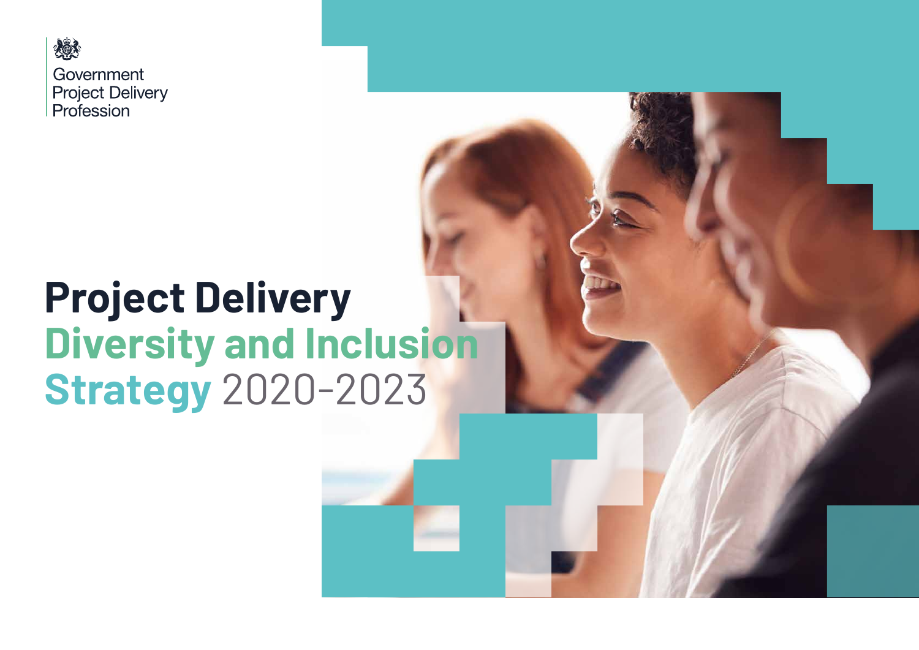Government
Project Delivery
Profession

# Project Delivery Diversity and Inclusion Strategy 2020-2023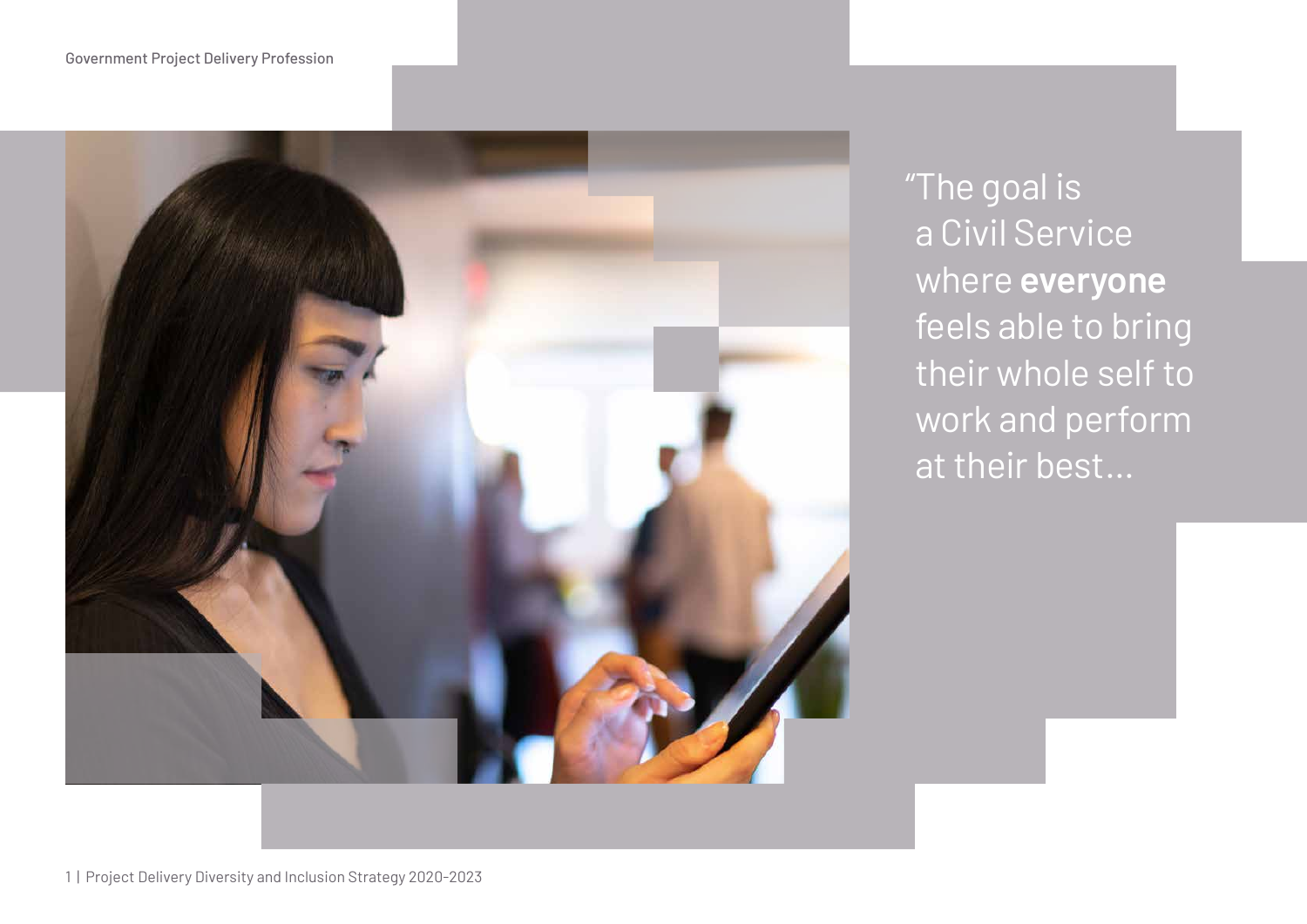"The goal is a Civil Service where **everyone** feels able to bring their whole self to work and perform at their best...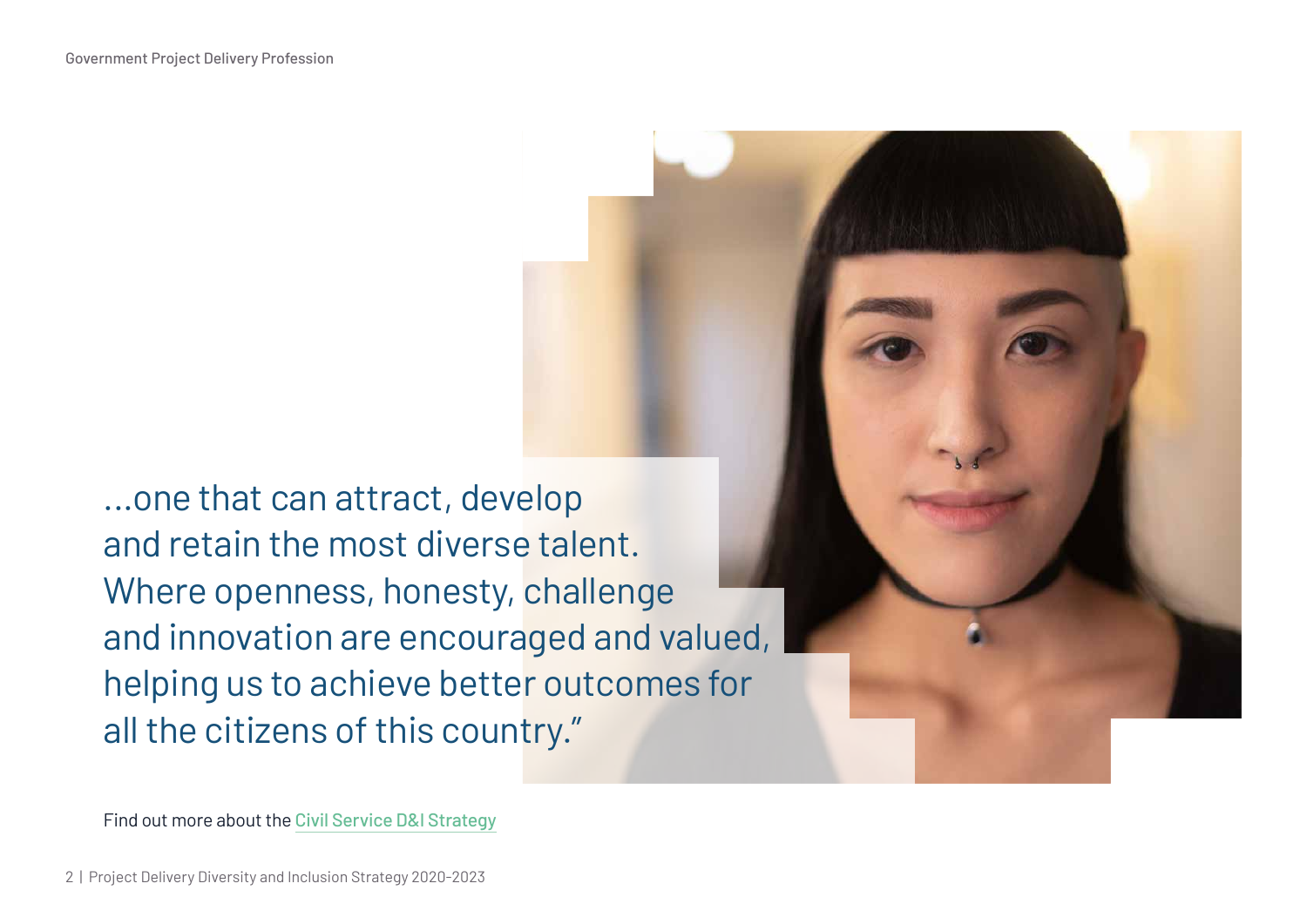...one that can attract, develop and retain the most diverse talent. Where openness, honesty, challenge and innovation are encouraged and valued, helping us to achieve better outcomes for all the citizens of this country."

Find out more about the Civil Service D&I Strategy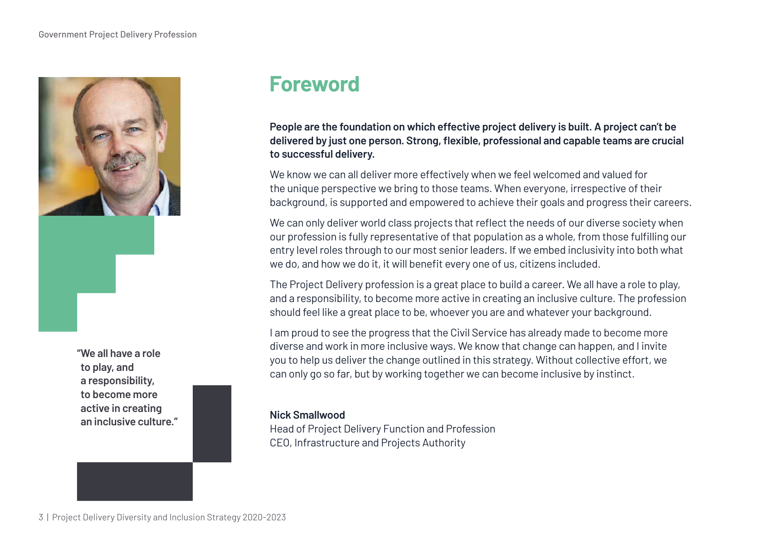# Foreword

"We all have a role to play, and a responsibility, to become more active in creating an inclusive culture."

**People are the foundation on which effective project delivery is built. A project can't be delivered by just one person. Strong, flexible, professional and capable teams are crucial to successful delivery.**

We know we can all deliver more effectively when we feel welcomed and valued for the unique perspective we bring to those teams. When everyone, irrespective of their background, is supported and empowered to achieve their goals and progress their careers.

We can only deliver world class projects that reflect the needs of our diverse society when our profession is fully representative of that population as a whole, from those fulfilling our entry level roles through to our most senior leaders. If we embed inclusivity into both what we do, and how we do it, it will benefit every one of us, citizens included.

The Project Delivery profession is a great place to build a career. We all have a role to play, and a responsibility, to become more active in creating an inclusive culture. The profession should feel like a great place to be, whoever you are and whatever your background.

I am proud to see the progress that the Civil Service has already made to become more diverse and work in more inclusive ways. We know that change can happen, and I invite you to help us deliver the change outlined in this strategy. Without collective effort, we can only go so far, but by working together we can become inclusive by instinct.

**Nick Smallwood**
Head of Project Delivery Function and Profession
CEO, Infrastructure and Projects Authority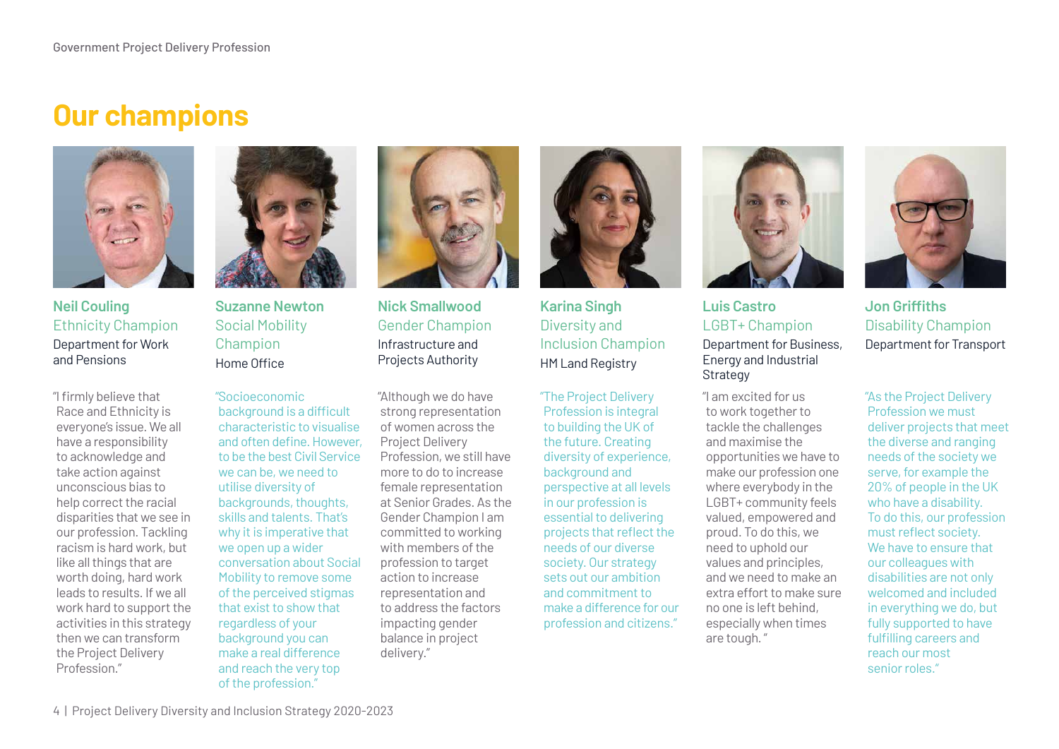# Our champions

### Neil Couling
Ethnicity Champion
Department for Work and Pensions

"I firmly believe that Race and Ethnicity is everyone's issue. We all have a responsibility to acknowledge and take action against unconscious bias to help correct the racial disparities that we see in our profession. Tackling racism is hard work, but like all things that are worth doing, hard work leads to results. If we all work hard to support the activities in this strategy then we can transform the Project Delivery Profession."

### Suzanne Newton
Social Mobility Champion
Home Office

"Socioeconomic background is a difficult characteristic to visualise and often define. However, to be the best Civil Service we can be, we need to utilise diversity of backgrounds, thoughts, skills and talents. That's why it is imperative that we open up a wider conversation about Social Mobility to remove some of the perceived stigmas that exist to show that regardless of your background you can make a real difference and reach the very top of the profession."

### Nick Smallwood
Gender Champion
Infrastructure and Projects Authority

"Although we do have strong representation of women across the Project Delivery Profession, we still have more to do to increase female representation at Senior Grades. As the Gender Champion I am committed to working with members of the profession to target action to increase representation and to address the factors impacting gender balance in project delivery."

### Karina Singh
Diversity and Inclusion Champion
HM Land Registry

"The Project Delivery Profession is integral to building the UK of the future. Creating diversity of experience, background and perspective at all levels in our profession is essential to delivering projects that reflect the needs of our diverse society. Our strategy sets out our ambition and commitment to make a difference for our profession and citizens."

### Luis Castro
LGBT+ Champion
Department for Business, Energy and Industrial Strategy

"I am excited for us to work together to tackle the challenges and maximise the opportunities we have to make our profession one where everybody in the LGBT+ community feels valued, empowered and proud. To do this, we need to uphold our values and principles, and we need to make an extra effort to make sure no one is left behind, especially when times are tough."

### Jon Griffiths
Disability Champion
Department for Transport

"As the Project Delivery Profession we must deliver projects that meet the diverse and ranging needs of the society we serve, for example the 20% of people in the UK who have a disability. To do this, our profession must reflect society. We have to ensure that our colleagues with disabilities are not only welcomed and included in everything we do, but fully supported to have fulfilling careers and reach our most senior roles."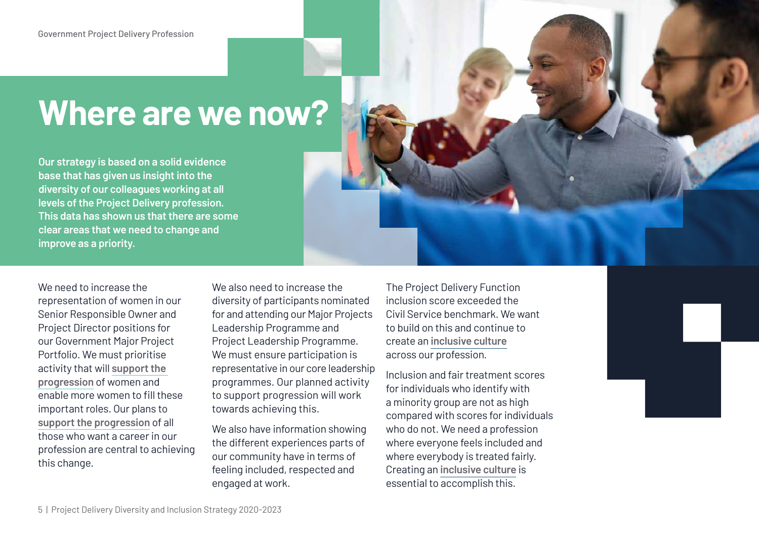# Where are we now?

**Our strategy is based on a solid evidence base that has given us insight into the diversity of our colleagues working at all levels of the Project Delivery profession. This data has shown us that there are some clear areas that we need to change and improve as a priority.**

We need to increase the representation of women in our Senior Responsible Owner and Project Director positions for our Government Major Project Portfolio. We must prioritise activity that will **support the progression** of women and enable more women to fill these important roles. Our plans to **support the progression** of all those who want a career in our profession are central to achieving this change.

We also need to increase the diversity of participants nominated for and attending our Major Projects Leadership Programme and Project Leadership Programme. We must ensure participation is representative in our core leadership programmes. Our planned activity to support progression will work towards achieving this.

We also have information showing the different experiences parts of our community have in terms of feeling included, respected and engaged at work.

The Project Delivery Function inclusion score exceeded the Civil Service benchmark. We want to build on this and continue to create an **inclusive culture** across our profession.

Inclusion and fair treatment scores for individuals who identify with a minority group are not as high compared with scores for individuals who do not. We need a profession where everyone feels included and where everybody is treated fairly. Creating an **inclusive culture** is essential to accomplish this.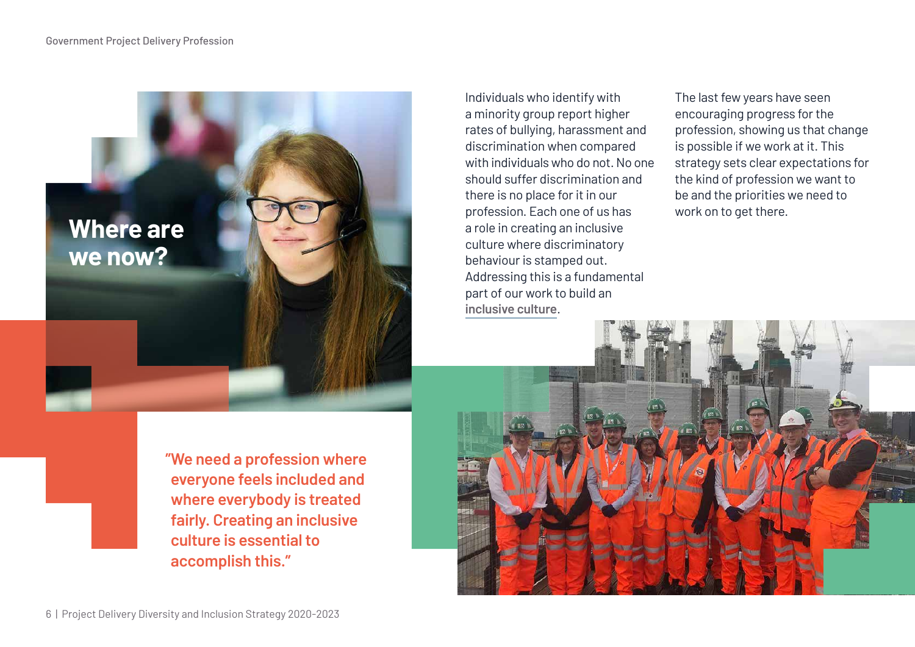# Where are we now?

> "We need a profession where everyone feels included and where everybody is treated fairly. Creating an inclusive culture is essential to accomplish this."

Individuals who identify with a minority group report higher rates of bullying, harassment and discrimination when compared with individuals who do not. No one should suffer discrimination and there is no place for it in our profession. Each one of us has a role in creating an inclusive culture where discriminatory behaviour is stamped out. Addressing this is a fundamental part of our work to build an inclusive culture.

The last few years have seen encouraging progress for the profession, showing us that change is possible if we work at it. This strategy sets clear expectations for the kind of profession we want to be and the priorities we need to work on to get there.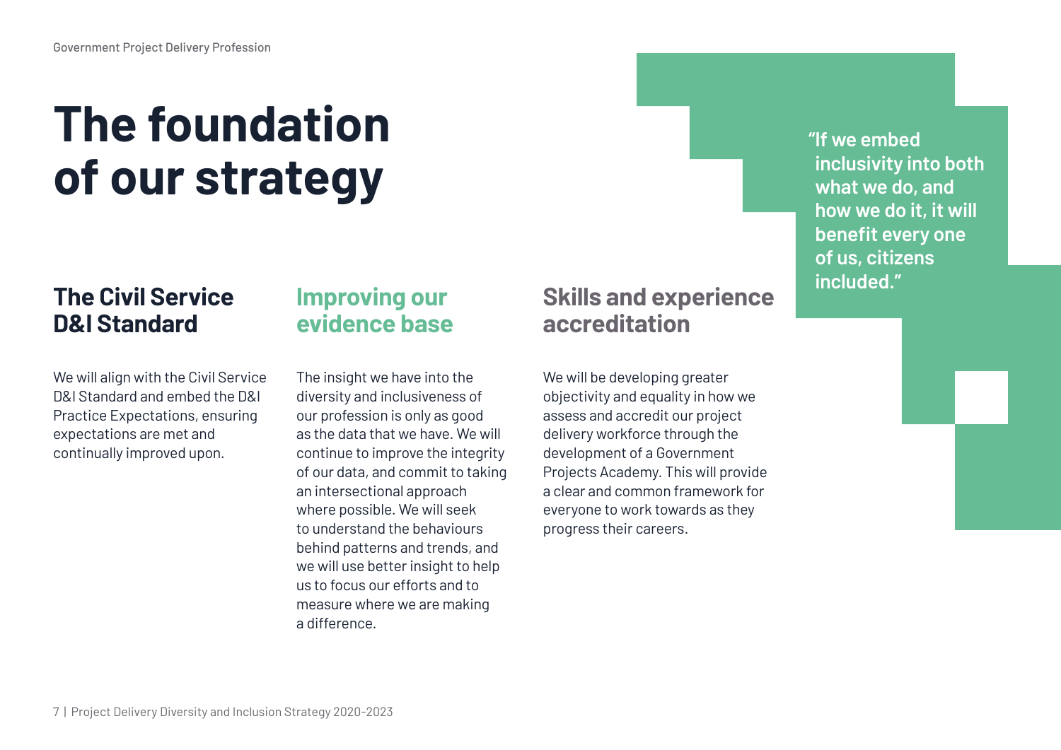# The foundation of our strategy

> "If we embed inclusivity into both what we do, and how we do it, it will benefit every one of us, citizens included."

## The Civil Service D&I Standard

We will align with the Civil Service D&I Standard and embed the D&I Practice Expectations, ensuring expectations are met and continually improved upon.

## Improving our evidence base

The insight we have into the diversity and inclusiveness of our profession is only as good as the data that we have. We will continue to improve the integrity of our data, and commit to taking an intersectional approach where possible. We will seek to understand the behaviours behind patterns and trends, and we will use better insight to help us to focus our efforts and to measure where we are making a difference.

## Skills and experience accreditation

We will be developing greater objectivity and equality in how we assess and accredit our project delivery workforce through the development of a Government Projects Academy. This will provide a clear and common framework for everyone to work towards as they progress their careers.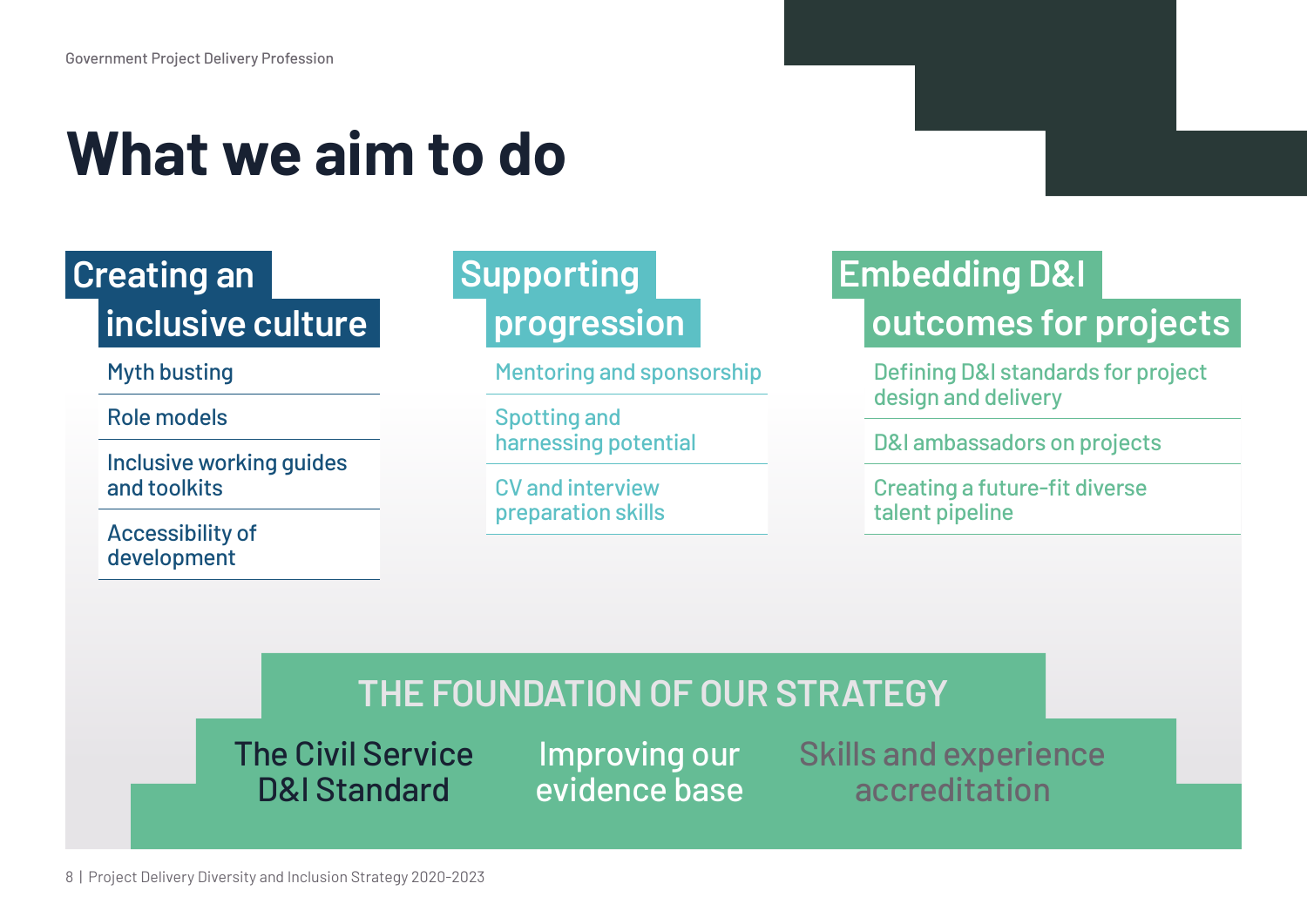# What we aim to do

## Creating an inclusive culture

- Myth busting
- Role models
- Inclusive working guides and toolkits
- Accessibility of development

## Supporting progression

- Mentoring and sponsorship
- Spotting and harnessing potential
- CV and interview preparation skills

## Embedding D&I outcomes for projects

- Defining D&I standards for project design and delivery
- D&I ambassadors on projects
- Creating a future-fit diverse talent pipeline

## THE FOUNDATION OF OUR STRATEGY

- The Civil Service D&I Standard
- Improving our evidence base
- Skills and experience accreditation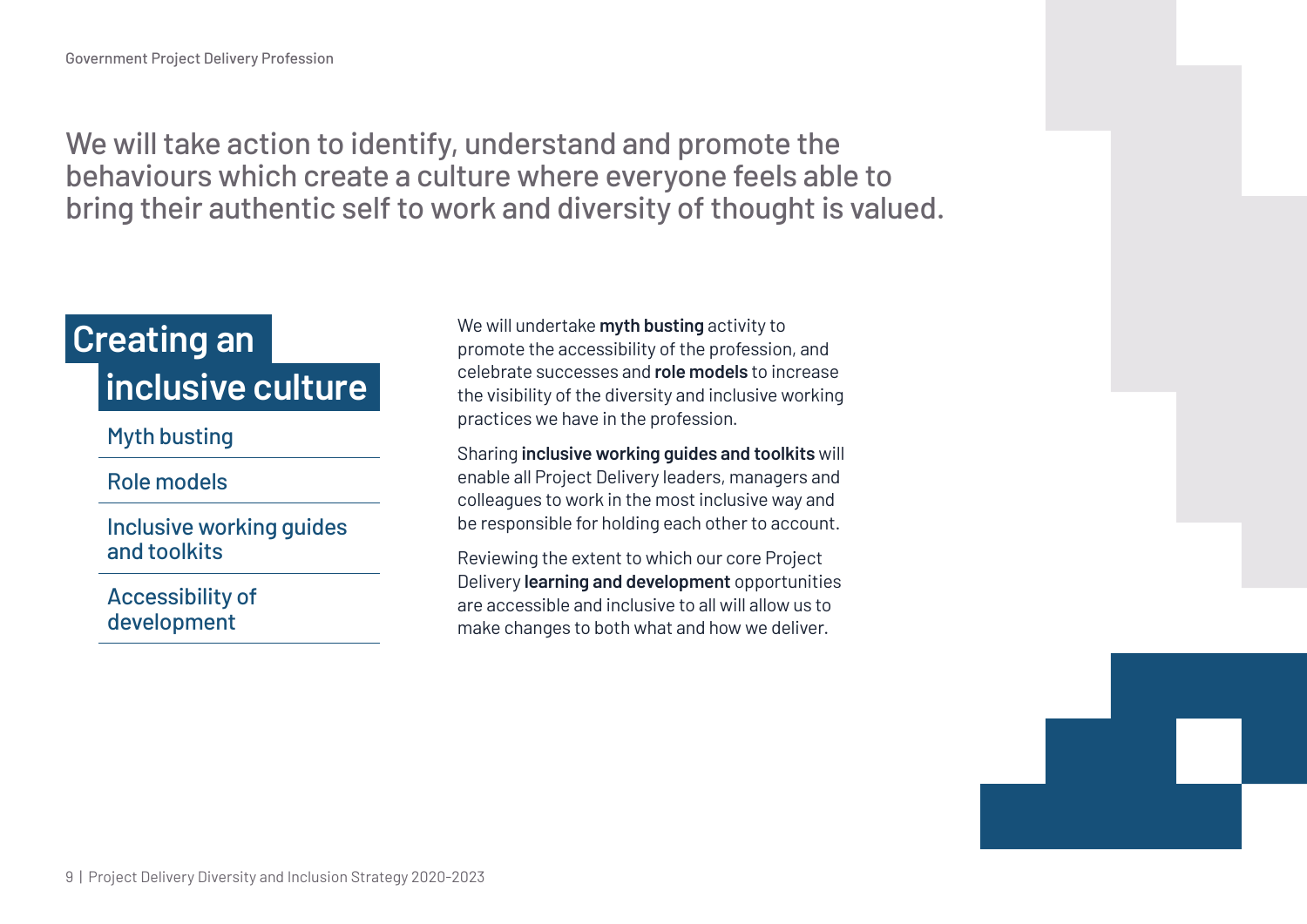We will take action to identify, understand and promote the behaviours which create a culture where everyone feels able to bring their authentic self to work and diversity of thought is valued.

## Creating an inclusive culture

- Myth busting
- Role models
- Inclusive working guides and toolkits
- Accessibility of development

We will undertake **myth busting** activity to promote the accessibility of the profession, and celebrate successes and **role models** to increase the visibility of the diversity and inclusive working practices we have in the profession.

Sharing **inclusive working guides and toolkits** will enable all Project Delivery leaders, managers and colleagues to work in the most inclusive way and be responsible for holding each other to account.

Reviewing the extent to which our core Project Delivery **learning and development** opportunities are accessible and inclusive to all will allow us to make changes to both what and how we deliver.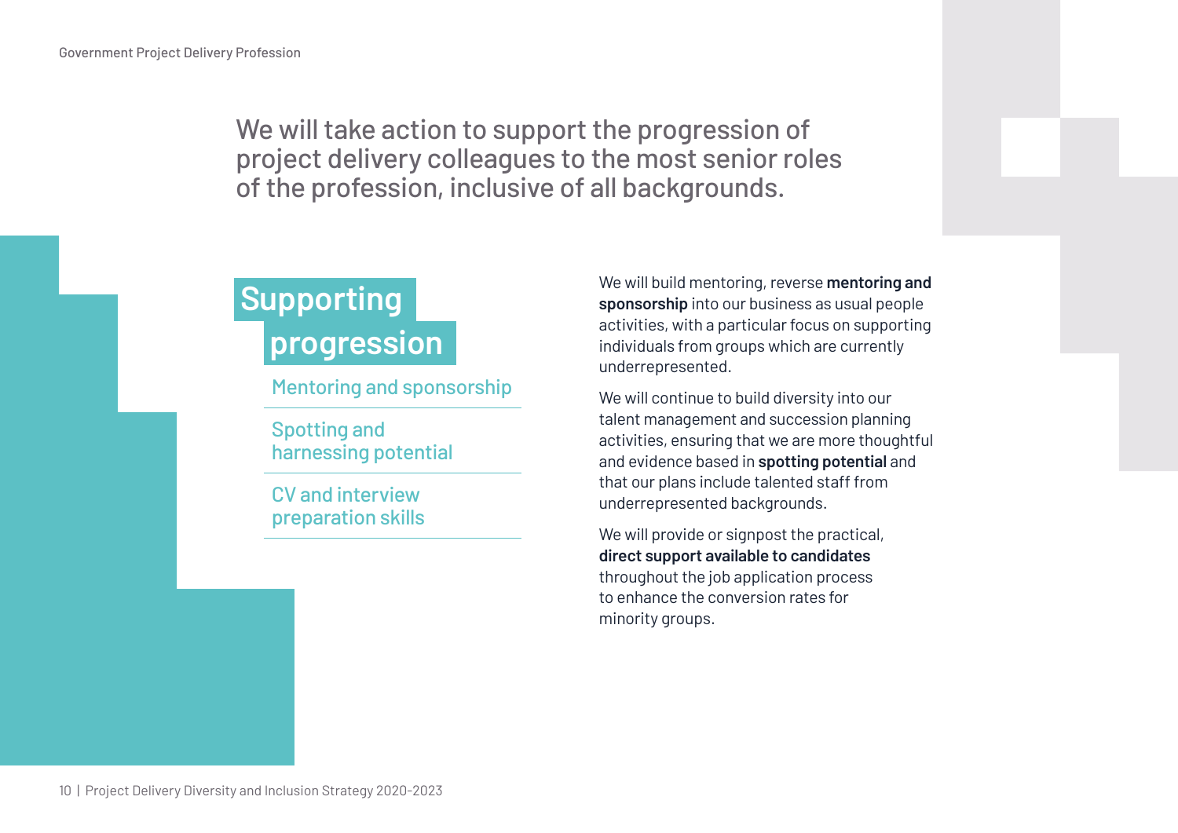We will take action to support the progression of project delivery colleagues to the most senior roles of the profession, inclusive of all backgrounds.

## Supporting progression

- Mentoring and sponsorship
- Spotting and harnessing potential
- CV and interview preparation skills

We will build mentoring, reverse **mentoring and sponsorship** into our business as usual people activities, with a particular focus on supporting individuals from groups which are currently underrepresented.

We will continue to build diversity into our talent management and succession planning activities, ensuring that we are more thoughtful and evidence based in **spotting potential** and that our plans include talented staff from underrepresented backgrounds.

We will provide or signpost the practical, **direct support available to candidates** throughout the job application process to enhance the conversion rates for minority groups.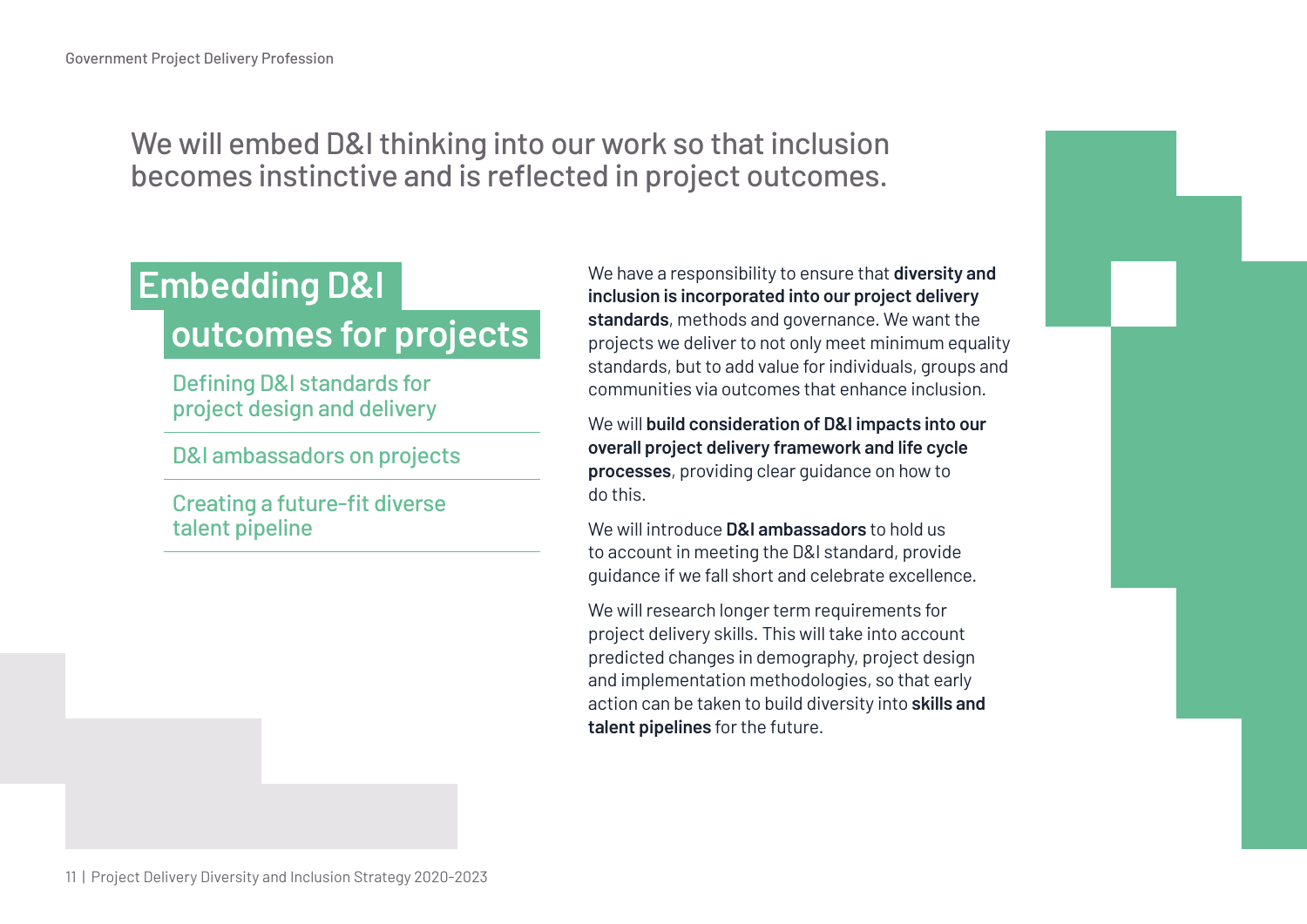## We will embed D&I thinking into our work so that inclusion becomes instinctive and is reflected in project outcomes.

# Embedding D&I outcomes for projects

- Defining D&I standards for project design and delivery
- D&I ambassadors on projects
- Creating a future-fit diverse talent pipeline

We have a responsibility to ensure that **diversity and inclusion is incorporated into our project delivery standards**, methods and governance. We want the projects we deliver to not only meet minimum equality standards, but to add value for individuals, groups and communities via outcomes that enhance inclusion.

We will **build consideration of D&I impacts into our overall project delivery framework and life cycle processes**, providing clear guidance on how to do this.

We will introduce **D&I ambassadors** to hold us to account in meeting the D&I standard, provide guidance if we fall short and celebrate excellence.

We will research longer term requirements for project delivery skills. This will take into account predicted changes in demography, project design and implementation methodologies, so that early action can be taken to build diversity into **skills and talent pipelines** for the future.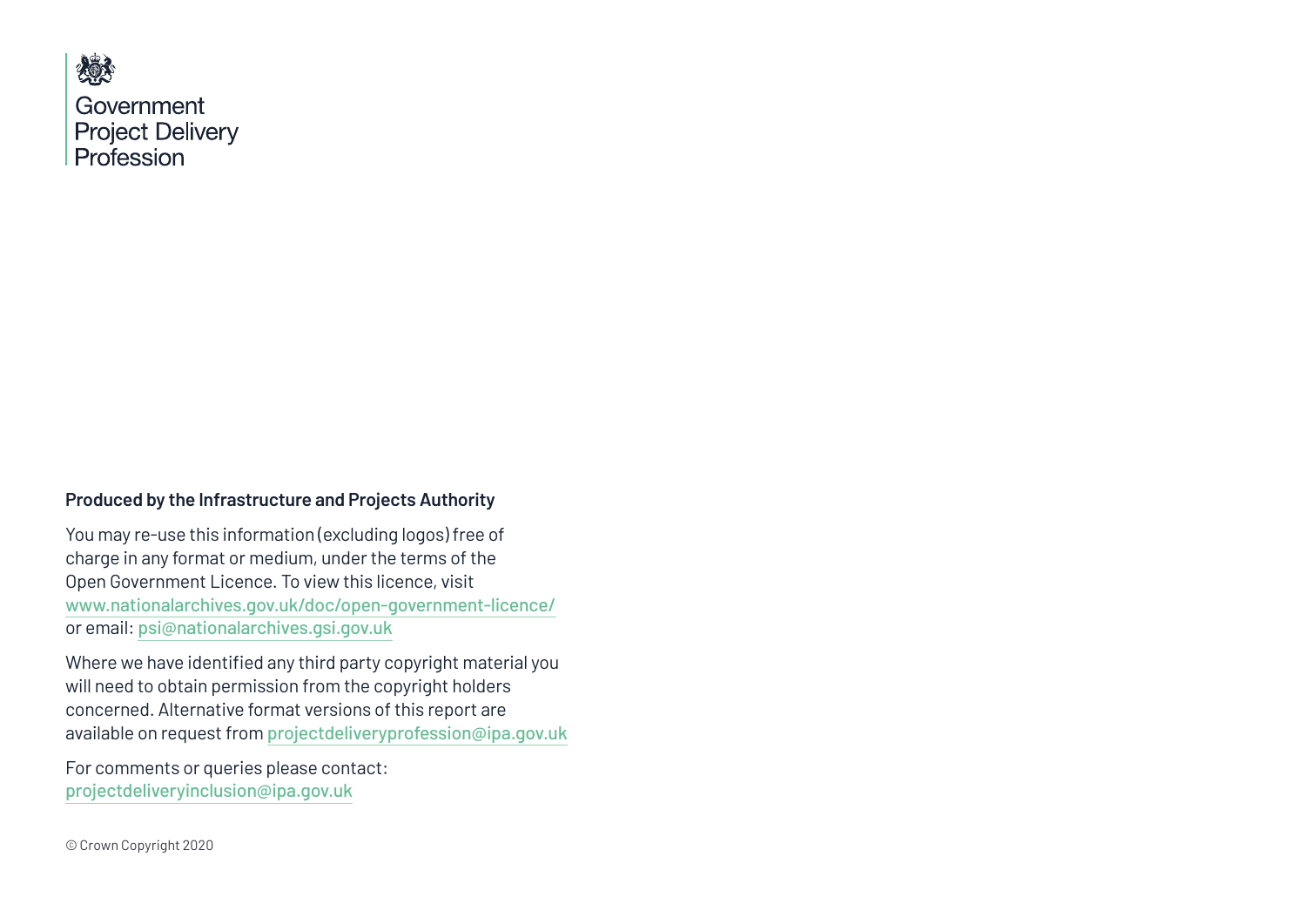Government
Project Delivery
Profession

**Produced by the Infrastructure and Projects Authority**

You may re-use this information (excluding logos) free of charge in any format or medium, under the terms of the Open Government Licence. To view this licence, visit www.nationalarchives.gov.uk/doc/open-government-licence/ or email: psi@nationalarchives.gsi.gov.uk

Where we have identified any third party copyright material you will need to obtain permission from the copyright holders concerned. Alternative format versions of this report are available on request from projectdeliveryprofession@ipa.gov.uk

For comments or queries please contact:
projectdeliveryinclusion@ipa.gov.uk

© Crown Copyright 2020